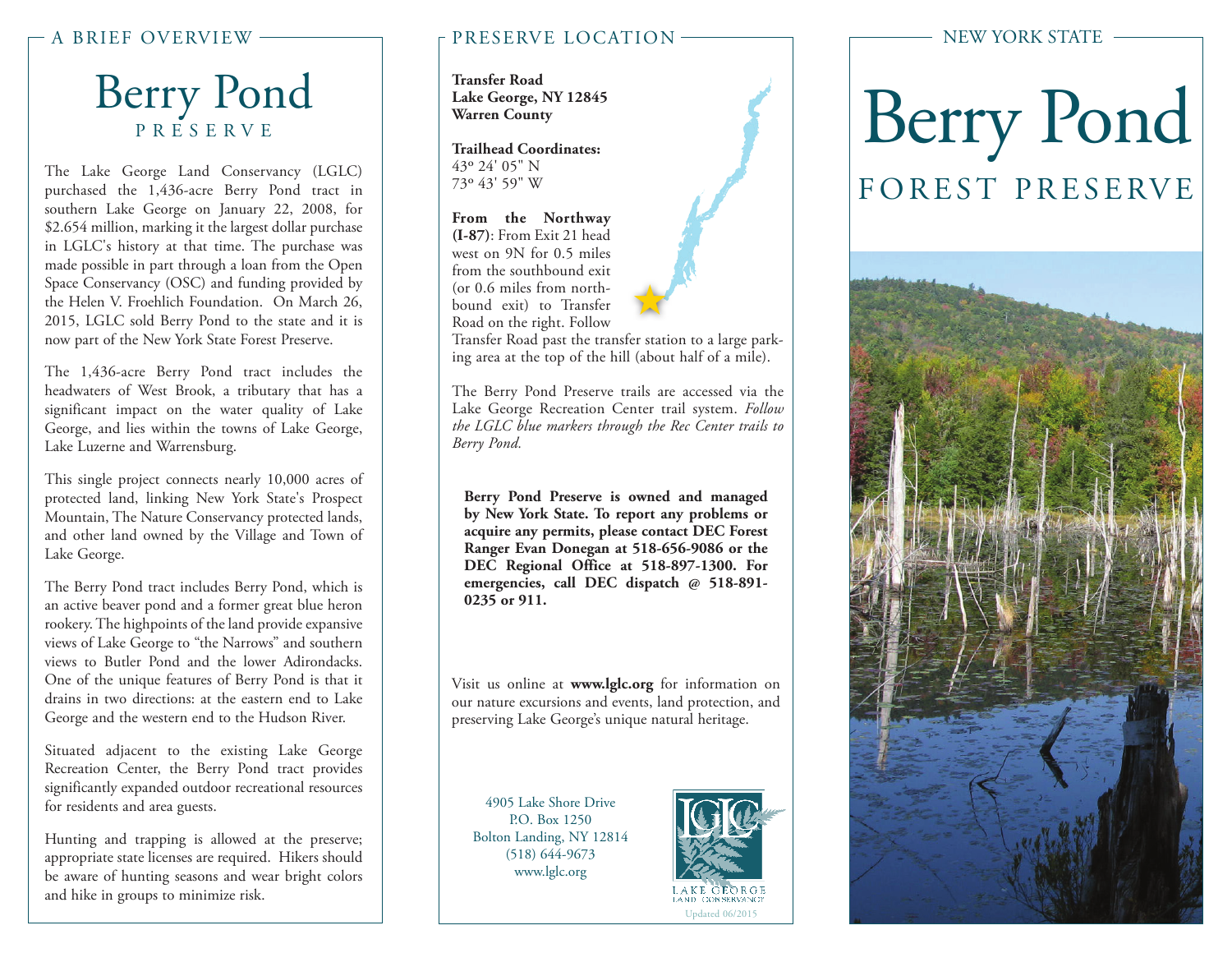## A BRIEF OVERVIEW

# Berry Pond
## PRESERVE

The Lake George Land Conservancy (LGLC) purchased the 1,436-acre Berry Pond tract in southern Lake George on January 22, 2008, for $2.654 million, marking it the largest dollar purchase in LGLC's history at that time. The purchase was made possible in part through a loan from the Open Space Conservancy (OSC) and funding provided by the Helen V. Froehlich Foundation. On March 26, 2015, LGLC sold Berry Pond to the state and it is now part of the New York State Forest Preserve.

The 1,436-acre Berry Pond tract includes the headwaters of West Brook, a tributary that has a significant impact on the water quality of Lake George, and lies within the towns of Lake George, Lake Luzerne and Warrensburg.

This single project connects nearly 10,000 acres of protected land, linking New York State's Prospect Mountain, The Nature Conservancy protected lands, and other land owned by the Village and Town of Lake George.

The Berry Pond tract includes Berry Pond, which is an active beaver pond and a former great blue heron rookery. The highpoints of the land provide expansive views of Lake George to "the Narrows" and southern views to Butler Pond and the lower Adirondacks. One of the unique features of Berry Pond is that it drains in two directions: at the eastern end to Lake George and the western end to the Hudson River.

Situated adjacent to the existing Lake George Recreation Center, the Berry Pond tract provides significantly expanded outdoor recreational resources for residents and area guests.

Hunting and trapping is allowed at the preserve; appropriate state licenses are required. Hikers should be aware of hunting seasons and wear bright colors and hike in groups to minimize risk.

## PRESERVE LOCATION

**Transfer Road**
**Lake George, NY 12845**
**Warren County**

**Trailhead Coordinates:**
43º 24' 05" N
73º 43' 59" W

**From the Northway (I-87)**: From Exit 21 head west on 9N for 0.5 miles from the southbound exit (or 0.6 miles from northbound exit) to Transfer Road on the right. Follow Transfer Road past the transfer station to a large parking area at the top of the hill (about half of a mile).

The Berry Pond Preserve trails are accessed via the Lake George Recreation Center trail system. *Follow the LGLC blue markers through the Rec Center trails to Berry Pond.*

**Berry Pond Preserve is owned and managed by New York State. To report any problems or acquire any permits, please contact DEC Forest Ranger Evan Donegan at 518-656-9086 or the DEC Regional Office at 518-897-1300. For emergencies, call DEC dispatch @ 518-891-0235 or 911.**

Visit us online at **www.lglc.org** for information on our nature excursions and events, land protection, and preserving Lake George's unique natural heritage.

4905 Lake Shore Drive
P.O. Box 1250
Bolton Landing, NY 12814
(518) 644-9673
www.lglc.org

LAKE GEORGE LAND CONSERVANCY

Updated 06/2015

## NEW YORK STATE

# Berry Pond
## FOREST PRESERVE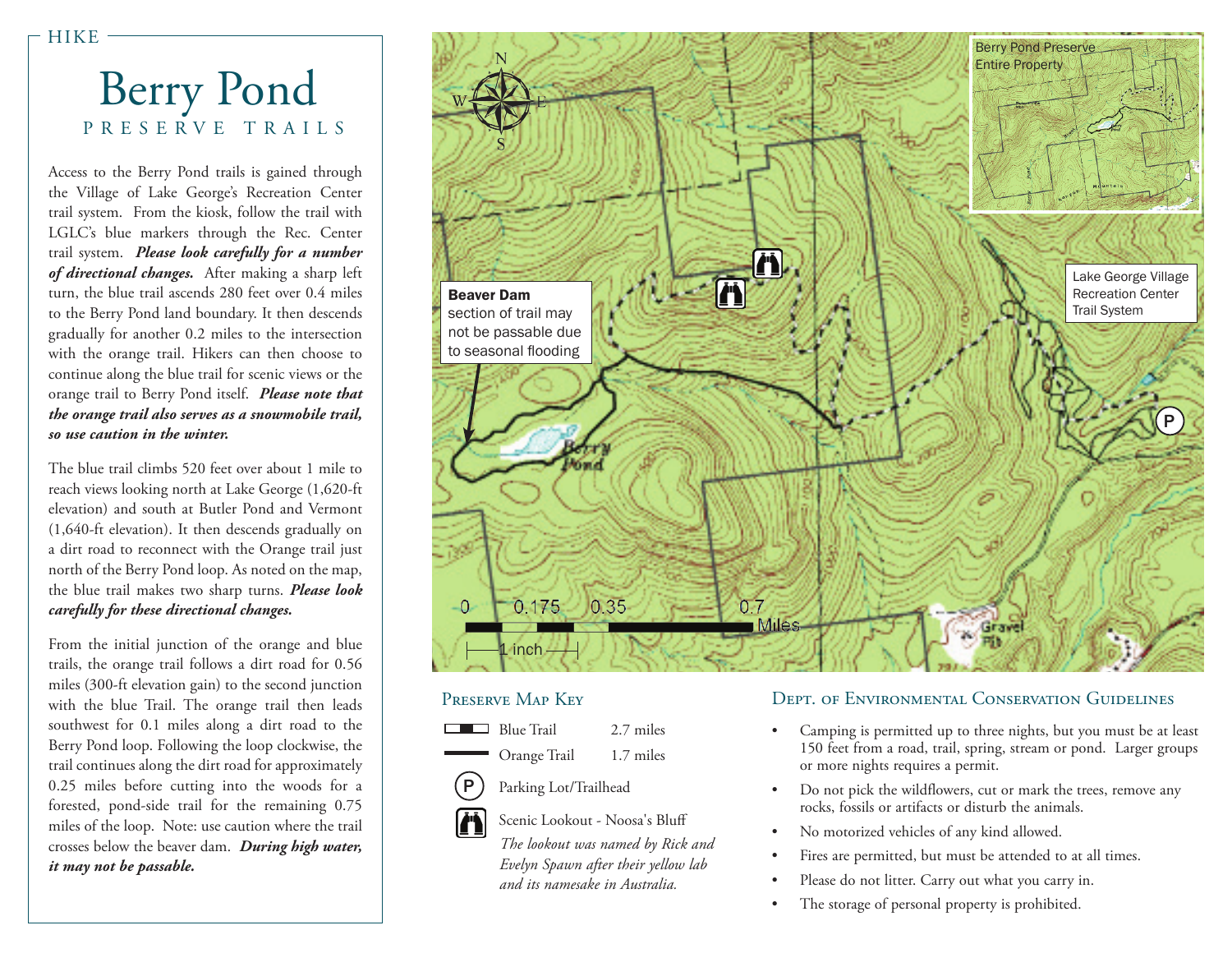HIKE

# Berry Pond

## PRESERVE TRAILS

Access to the Berry Pond trails is gained through the Village of Lake George's Recreation Center trail system. From the kiosk, follow the trail with LGLC's blue markers through the Rec. Center trail system. ***Please look carefully for a number of directional changes.*** After making a sharp left turn, the blue trail ascends 280 feet over 0.4 miles to the Berry Pond land boundary. It then descends gradually for another 0.2 miles to the intersection with the orange trail. Hikers can then choose to continue along the blue trail for scenic views or the orange trail to Berry Pond itself. ***Please note that the orange trail also serves as a snowmobile trail, so use caution in the winter.***

The blue trail climbs 520 feet over about 1 mile to reach views looking north at Lake George (1,620-ft elevation) and south at Butler Pond and Vermont (1,640-ft elevation). It then descends gradually on a dirt road to reconnect with the Orange trail just north of the Berry Pond loop. As noted on the map, the blue trail makes two sharp turns. ***Please look carefully for these directional changes.***

From the initial junction of the orange and blue trails, the orange trail follows a dirt road for 0.56 miles (300-ft elevation gain) to the second junction with the blue Trail. The orange trail then leads southwest for 0.1 miles along a dirt road to the Berry Pond loop. Following the loop clockwise, the trail continues along the dirt road for approximately 0.25 miles before cutting into the woods for a forested, pond-side trail for the remaining 0.75 miles of the loop. Note: use caution where the trail crosses below the beaver dam. ***During high water, it may not be passable.***

Berry Pond Preserve
Entire Property

**Beaver Dam** section of trail may not be passable due to seasonal flooding

Lake George Village
Recreation Center
Trail System

Berry Pond

Gravel Pit

0 0.175 0.35 0.7
Miles
1 inch

## Preserve Map Key

- Blue Trail 2.7 miles
- Orange Trail 1.7 miles
- Parking Lot/Trailhead
- Scenic Lookout - Noosa's Bluff
  *The lookout was named by Rick and Evelyn Spawn after their yellow lab and its namesake in Australia.*

## Dept. of Environmental Conservation Guidelines

- Camping is permitted up to three nights, but you must be at least 150 feet from a road, trail, spring, stream or pond. Larger groups or more nights requires a permit.
- Do not pick the wildflowers, cut or mark the trees, remove any rocks, fossils or artifacts or disturb the animals.
- No motorized vehicles of any kind allowed.
- Fires are permitted, but must be attended to at all times.
- Please do not litter. Carry out what you carry in.
- The storage of personal property is prohibited.